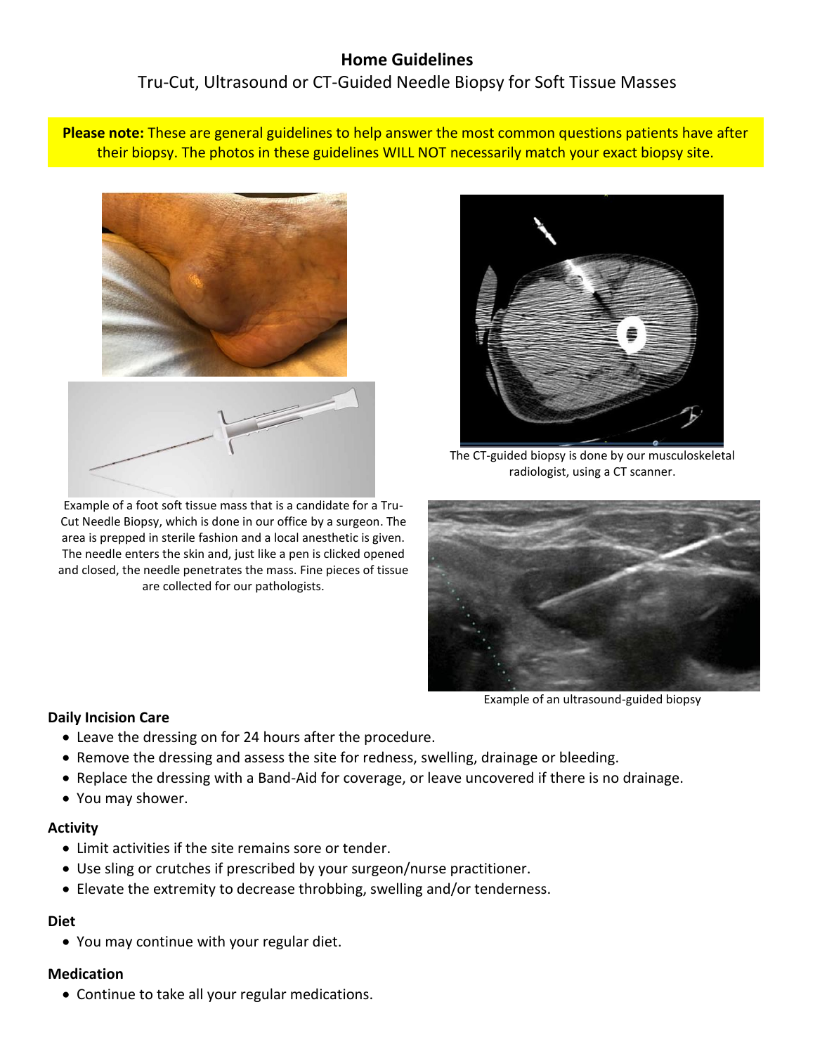# Home Guidelines

## Tru-Cut, Ultrasound or CT-Guided Needle Biopsy for Soft Tissue Masses

**Please note:** These are general guidelines to help answer the most common questions patients have after their biopsy. The photos in these guidelines WILL NOT necessarily match your exact biopsy site.

Example of a foot soft tissue mass that is a candidate for a Tru-Cut Needle Biopsy, which is done in our office by a surgeon. The area is prepped in sterile fashion and a local anesthetic is given. The needle enters the skin and, just like a pen is clicked opened and closed, the needle penetrates the mass. Fine pieces of tissue are collected for our pathologists.

The CT-guided biopsy is done by our musculoskeletal radiologist, using a CT scanner.

Example of an ultrasound-guided biopsy

### Daily Incision Care

- Leave the dressing on for 24 hours after the procedure.
- Remove the dressing and assess the site for redness, swelling, drainage or bleeding.
- Replace the dressing with a Band-Aid for coverage, or leave uncovered if there is no drainage.
- You may shower.

### Activity

- Limit activities if the site remains sore or tender.
- Use sling or crutches if prescribed by your surgeon/nurse practitioner.
- Elevate the extremity to decrease throbbing, swelling and/or tenderness.

### Diet

- You may continue with your regular diet.

### Medication

- Continue to take all your regular medications.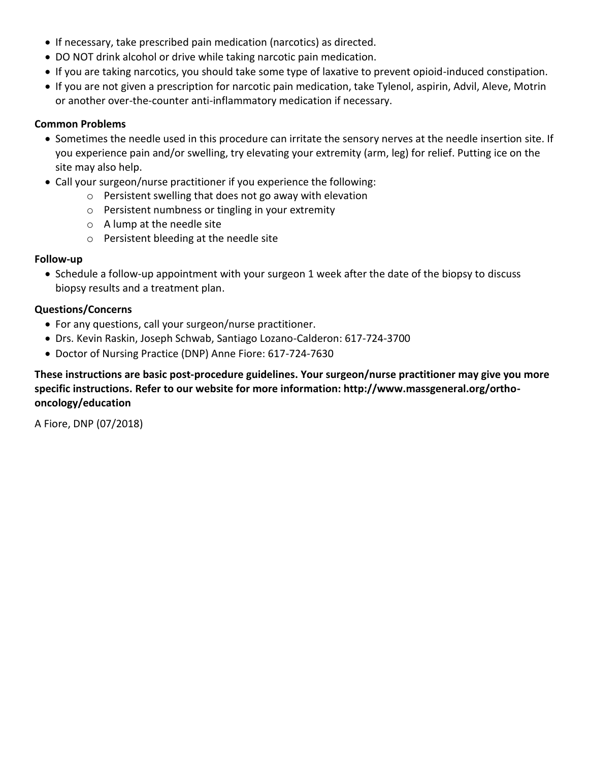- If necessary, take prescribed pain medication (narcotics) as directed.
- DO NOT drink alcohol or drive while taking narcotic pain medication.
- If you are taking narcotics, you should take some type of laxative to prevent opioid-induced constipation.
- If you are not given a prescription for narcotic pain medication, take Tylenol, aspirin, Advil, Aleve, Motrin or another over-the-counter anti-inflammatory medication if necessary.

**Common Problems**

- Sometimes the needle used in this procedure can irritate the sensory nerves at the needle insertion site. If you experience pain and/or swelling, try elevating your extremity (arm, leg) for relief. Putting ice on the site may also help.
- Call your surgeon/nurse practitioner if you experience the following:
    - Persistent swelling that does not go away with elevation
    - Persistent numbness or tingling in your extremity
    - A lump at the needle site
    - Persistent bleeding at the needle site

**Follow-up**

- Schedule a follow-up appointment with your surgeon 1 week after the date of the biopsy to discuss biopsy results and a treatment plan.

**Questions/Concerns**

- For any questions, call your surgeon/nurse practitioner.
- Drs. Kevin Raskin, Joseph Schwab, Santiago Lozano-Calderon: 617-724-3700
- Doctor of Nursing Practice (DNP) Anne Fiore: 617-724-7630

**These instructions are basic post-procedure guidelines. Your surgeon/nurse practitioner may give you more specific instructions. Refer to our website for more information: http://www.massgeneral.org/ortho-oncology/education**

A Fiore, DNP (07/2018)